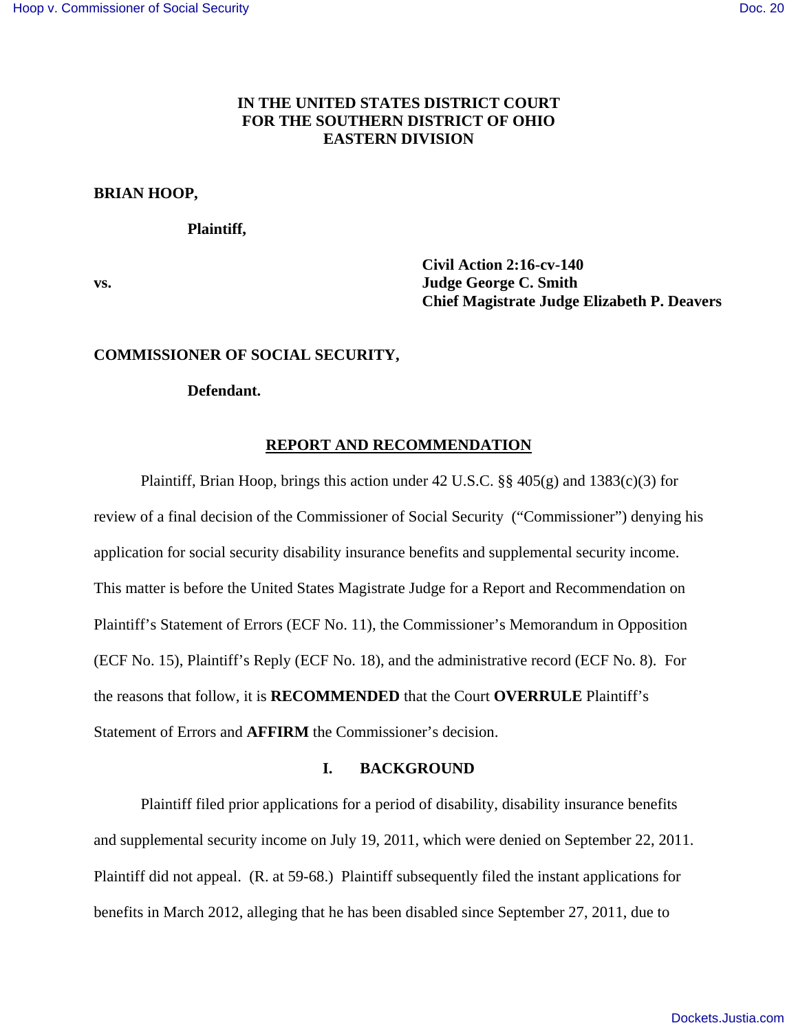**IN THE UNITED STATES DISTRICT COURT**
**FOR THE SOUTHERN DISTRICT OF OHIO**
**EASTERN DIVISION**

**BRIAN HOOP,**

**Plaintiff,**

**vs.**

**Civil Action 2:16-cv-140**
**Judge George C. Smith**
**Chief Magistrate Judge Elizabeth P. Deavers**

**COMMISSIONER OF SOCIAL SECURITY,**

**Defendant.**

## REPORT AND RECOMMENDATION

Plaintiff, Brian Hoop, brings this action under 42 U.S.C. §§ 405(g) and 1383(c)(3) for review of a final decision of the Commissioner of Social Security ("Commissioner") denying his application for social security disability insurance benefits and supplemental security income. This matter is before the United States Magistrate Judge for a Report and Recommendation on Plaintiff's Statement of Errors (ECF No. 11), the Commissioner's Memorandum in Opposition (ECF No. 15), Plaintiff's Reply (ECF No. 18), and the administrative record (ECF No. 8). For the reasons that follow, it is **RECOMMENDED** that the Court **OVERRULE** Plaintiff's Statement of Errors and **AFFIRM** the Commissioner's decision.

## I. BACKGROUND

Plaintiff filed prior applications for a period of disability, disability insurance benefits and supplemental security income on July 19, 2011, which were denied on September 22, 2011. Plaintiff did not appeal. (R. at 59-68.) Plaintiff subsequently filed the instant applications for benefits in March 2012, alleging that he has been disabled since September 27, 2011, due to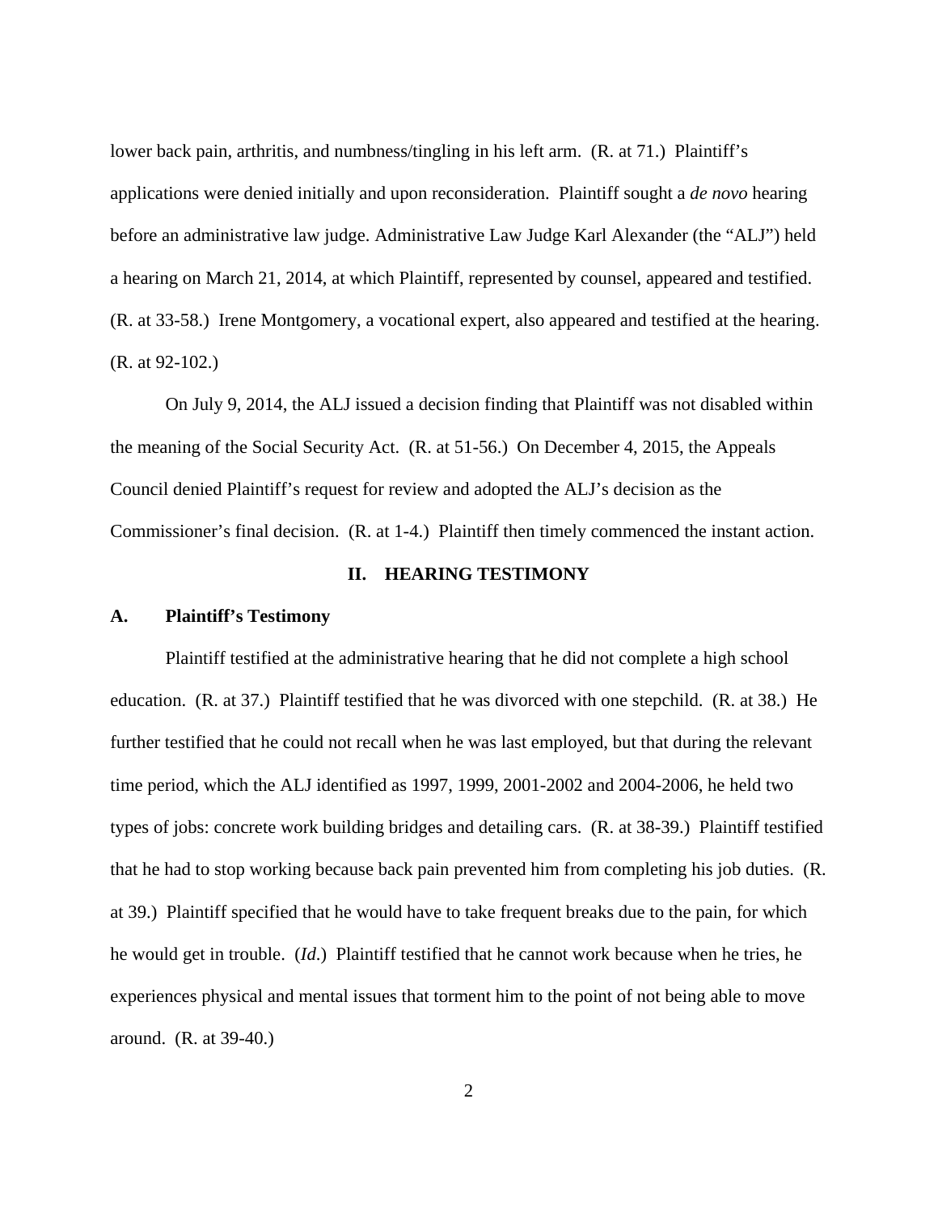lower back pain, arthritis, and numbness/tingling in his left arm. (R. at 71.) Plaintiff's applications were denied initially and upon reconsideration. Plaintiff sought a *de novo* hearing before an administrative law judge. Administrative Law Judge Karl Alexander (the "ALJ") held a hearing on March 21, 2014, at which Plaintiff, represented by counsel, appeared and testified. (R. at 33-58.) Irene Montgomery, a vocational expert, also appeared and testified at the hearing. (R. at 92-102.)

On July 9, 2014, the ALJ issued a decision finding that Plaintiff was not disabled within the meaning of the Social Security Act. (R. at 51-56.) On December 4, 2015, the Appeals Council denied Plaintiff's request for review and adopted the ALJ's decision as the Commissioner's final decision. (R. at 1-4.) Plaintiff then timely commenced the instant action.

## II. HEARING TESTIMONY

### A. Plaintiff's Testimony

Plaintiff testified at the administrative hearing that he did not complete a high school education. (R. at 37.) Plaintiff testified that he was divorced with one stepchild. (R. at 38.) He further testified that he could not recall when he was last employed, but that during the relevant time period, which the ALJ identified as 1997, 1999, 2001-2002 and 2004-2006, he held two types of jobs: concrete work building bridges and detailing cars. (R. at 38-39.) Plaintiff testified that he had to stop working because back pain prevented him from completing his job duties. (R. at 39.) Plaintiff specified that he would have to take frequent breaks due to the pain, for which he would get in trouble. (*Id.*) Plaintiff testified that he cannot work because when he tries, he experiences physical and mental issues that torment him to the point of not being able to move around. (R. at 39-40.)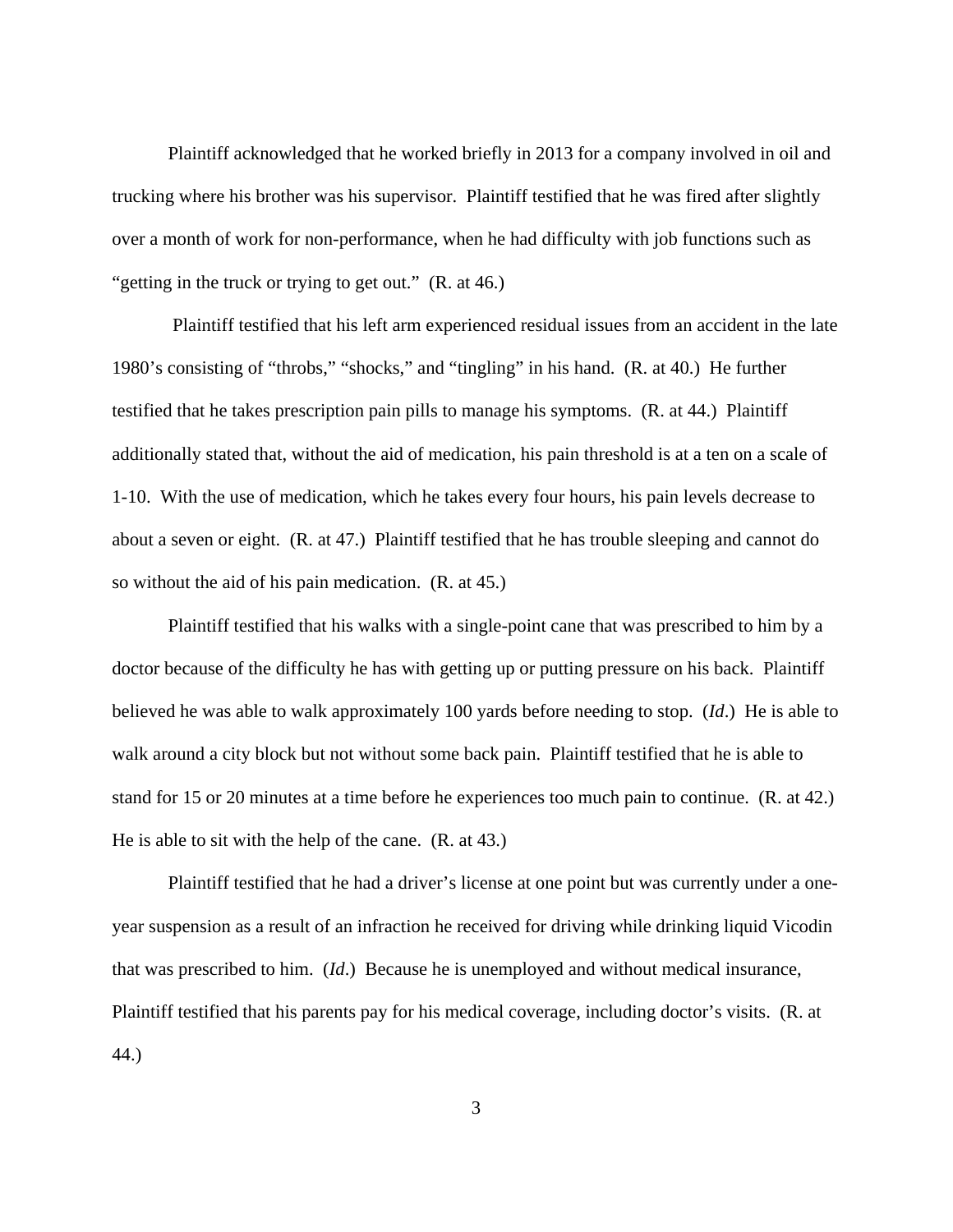Plaintiff acknowledged that he worked briefly in 2013 for a company involved in oil and trucking where his brother was his supervisor. Plaintiff testified that he was fired after slightly over a month of work for non-performance, when he had difficulty with job functions such as "getting in the truck or trying to get out." (R. at 46.)

Plaintiff testified that his left arm experienced residual issues from an accident in the late 1980's consisting of "throbs," "shocks," and "tingling" in his hand. (R. at 40.) He further testified that he takes prescription pain pills to manage his symptoms. (R. at 44.) Plaintiff additionally stated that, without the aid of medication, his pain threshold is at a ten on a scale of 1-10. With the use of medication, which he takes every four hours, his pain levels decrease to about a seven or eight. (R. at 47.) Plaintiff testified that he has trouble sleeping and cannot do so without the aid of his pain medication. (R. at 45.)

Plaintiff testified that his walks with a single-point cane that was prescribed to him by a doctor because of the difficulty he has with getting up or putting pressure on his back. Plaintiff believed he was able to walk approximately 100 yards before needing to stop. (*Id*.) He is able to walk around a city block but not without some back pain. Plaintiff testified that he is able to stand for 15 or 20 minutes at a time before he experiences too much pain to continue. (R. at 42.) He is able to sit with the help of the cane. (R. at 43.)

Plaintiff testified that he had a driver's license at one point but was currently under a one-year suspension as a result of an infraction he received for driving while drinking liquid Vicodin that was prescribed to him. (*Id*.) Because he is unemployed and without medical insurance, Plaintiff testified that his parents pay for his medical coverage, including doctor's visits. (R. at 44.)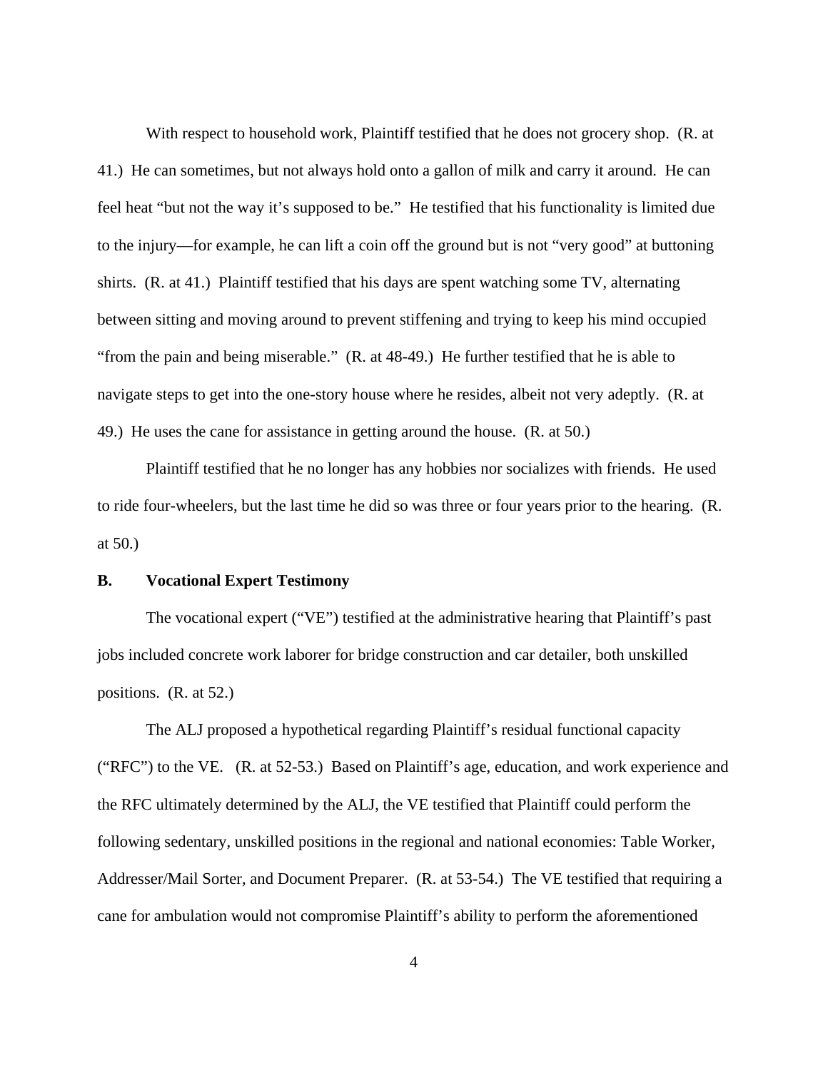With respect to household work, Plaintiff testified that he does not grocery shop. (R. at 41.) He can sometimes, but not always hold onto a gallon of milk and carry it around. He can feel heat "but not the way it's supposed to be." He testified that his functionality is limited due to the injury—for example, he can lift a coin off the ground but is not "very good" at buttoning shirts. (R. at 41.) Plaintiff testified that his days are spent watching some TV, alternating between sitting and moving around to prevent stiffening and trying to keep his mind occupied "from the pain and being miserable." (R. at 48-49.) He further testified that he is able to navigate steps to get into the one-story house where he resides, albeit not very adeptly. (R. at 49.) He uses the cane for assistance in getting around the house. (R. at 50.)

Plaintiff testified that he no longer has any hobbies nor socializes with friends. He used to ride four-wheelers, but the last time he did so was three or four years prior to the hearing. (R. at 50.)

**B. Vocational Expert Testimony**

The vocational expert ("VE") testified at the administrative hearing that Plaintiff's past jobs included concrete work laborer for bridge construction and car detailer, both unskilled positions. (R. at 52.)

The ALJ proposed a hypothetical regarding Plaintiff's residual functional capacity ("RFC") to the VE. (R. at 52-53.) Based on Plaintiff's age, education, and work experience and the RFC ultimately determined by the ALJ, the VE testified that Plaintiff could perform the following sedentary, unskilled positions in the regional and national economies: Table Worker, Addresser/Mail Sorter, and Document Preparer. (R. at 53-54.) The VE testified that requiring a cane for ambulation would not compromise Plaintiff's ability to perform the aforementioned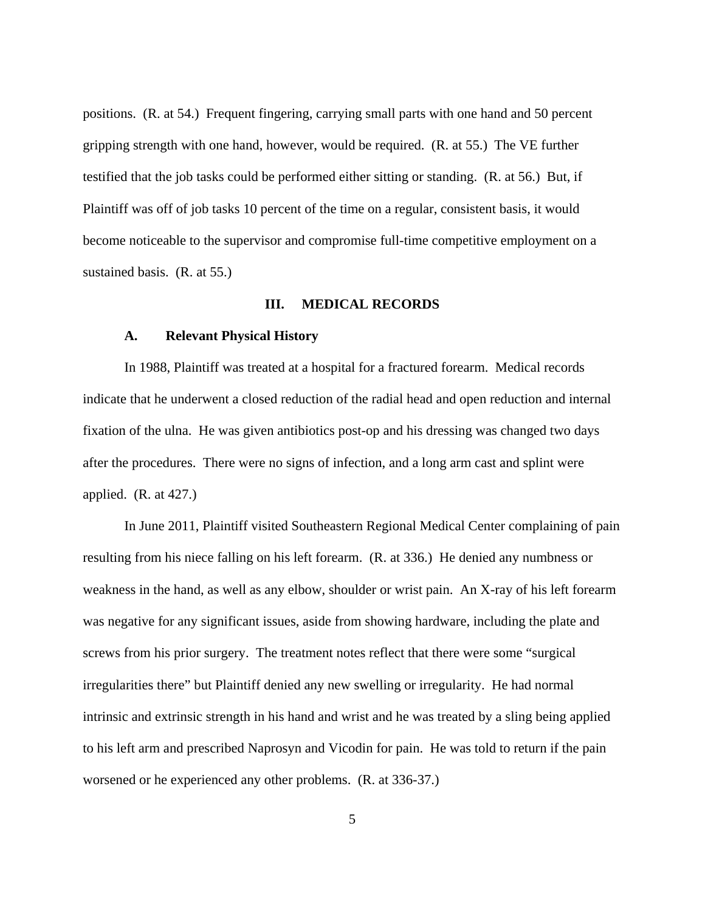positions. (R. at 54.) Frequent fingering, carrying small parts with one hand and 50 percent gripping strength with one hand, however, would be required. (R. at 55.) The VE further testified that the job tasks could be performed either sitting or standing. (R. at 56.) But, if Plaintiff was off of job tasks 10 percent of the time on a regular, consistent basis, it would become noticeable to the supervisor and compromise full-time competitive employment on a sustained basis. (R. at 55.)

## III. MEDICAL RECORDS

### A. Relevant Physical History

In 1988, Plaintiff was treated at a hospital for a fractured forearm. Medical records indicate that he underwent a closed reduction of the radial head and open reduction and internal fixation of the ulna. He was given antibiotics post-op and his dressing was changed two days after the procedures. There were no signs of infection, and a long arm cast and splint were applied. (R. at 427.)

In June 2011, Plaintiff visited Southeastern Regional Medical Center complaining of pain resulting from his niece falling on his left forearm. (R. at 336.) He denied any numbness or weakness in the hand, as well as any elbow, shoulder or wrist pain. An X-ray of his left forearm was negative for any significant issues, aside from showing hardware, including the plate and screws from his prior surgery. The treatment notes reflect that there were some "surgical irregularities there" but Plaintiff denied any new swelling or irregularity. He had normal intrinsic and extrinsic strength in his hand and wrist and he was treated by a sling being applied to his left arm and prescribed Naprosyn and Vicodin for pain. He was told to return if the pain worsened or he experienced any other problems. (R. at 336-37.)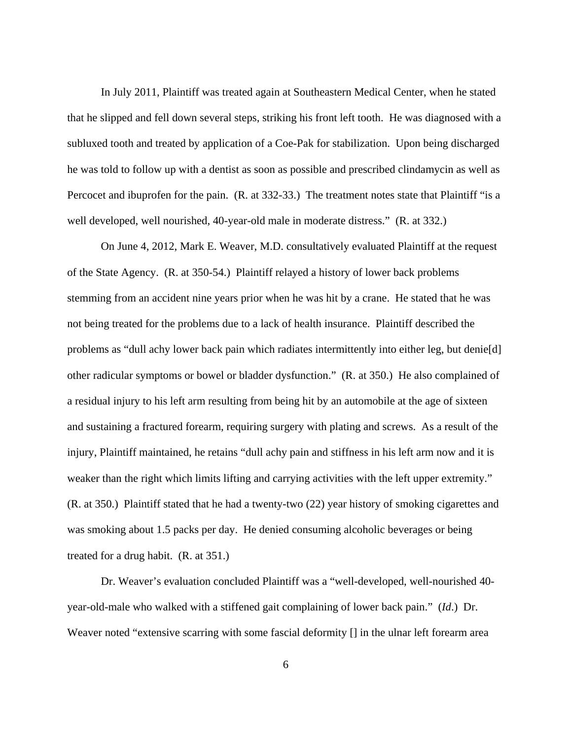In July 2011, Plaintiff was treated again at Southeastern Medical Center, when he stated that he slipped and fell down several steps, striking his front left tooth. He was diagnosed with a subluxed tooth and treated by application of a Coe-Pak for stabilization. Upon being discharged he was told to follow up with a dentist as soon as possible and prescribed clindamycin as well as Percocet and ibuprofen for the pain. (R. at 332-33.) The treatment notes state that Plaintiff "is a well developed, well nourished, 40-year-old male in moderate distress." (R. at 332.)

On June 4, 2012, Mark E. Weaver, M.D. consultatively evaluated Plaintiff at the request of the State Agency. (R. at 350-54.) Plaintiff relayed a history of lower back problems stemming from an accident nine years prior when he was hit by a crane. He stated that he was not being treated for the problems due to a lack of health insurance. Plaintiff described the problems as "dull achy lower back pain which radiates intermittently into either leg, but denie[d] other radicular symptoms or bowel or bladder dysfunction." (R. at 350.) He also complained of a residual injury to his left arm resulting from being hit by an automobile at the age of sixteen and sustaining a fractured forearm, requiring surgery with plating and screws. As a result of the injury, Plaintiff maintained, he retains "dull achy pain and stiffness in his left arm now and it is weaker than the right which limits lifting and carrying activities with the left upper extremity." (R. at 350.) Plaintiff stated that he had a twenty-two (22) year history of smoking cigarettes and was smoking about 1.5 packs per day. He denied consuming alcoholic beverages or being treated for a drug habit. (R. at 351.)

Dr. Weaver's evaluation concluded Plaintiff was a "well-developed, well-nourished 40-year-old-male who walked with a stiffened gait complaining of lower back pain." (*Id*.) Dr. Weaver noted "extensive scarring with some fascial deformity [] in the ulnar left forearm area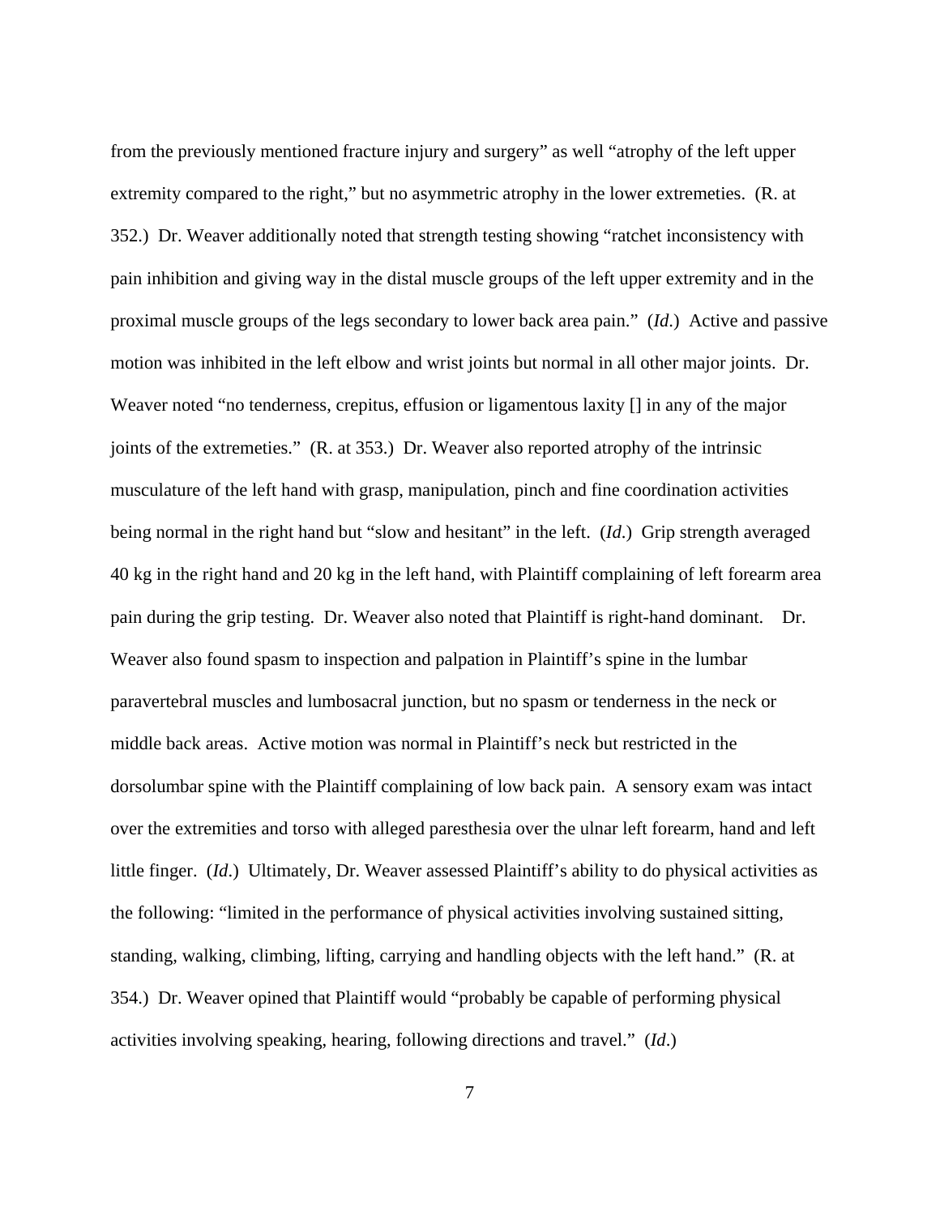from the previously mentioned fracture injury and surgery" as well "atrophy of the left upper extremity compared to the right," but no asymmetric atrophy in the lower extremeties. (R. at 352.) Dr. Weaver additionally noted that strength testing showing "ratchet inconsistency with pain inhibition and giving way in the distal muscle groups of the left upper extremity and in the proximal muscle groups of the legs secondary to lower back area pain." (*Id*.) Active and passive motion was inhibited in the left elbow and wrist joints but normal in all other major joints. Dr. Weaver noted "no tenderness, crepitus, effusion or ligamentous laxity [] in any of the major joints of the extremeties." (R. at 353.) Dr. Weaver also reported atrophy of the intrinsic musculature of the left hand with grasp, manipulation, pinch and fine coordination activities being normal in the right hand but "slow and hesitant" in the left. (*Id*.) Grip strength averaged 40 kg in the right hand and 20 kg in the left hand, with Plaintiff complaining of left forearm area pain during the grip testing. Dr. Weaver also noted that Plaintiff is right-hand dominant. Dr. Weaver also found spasm to inspection and palpation in Plaintiff's spine in the lumbar paravertebral muscles and lumbosacral junction, but no spasm or tenderness in the neck or middle back areas. Active motion was normal in Plaintiff's neck but restricted in the dorsolumbar spine with the Plaintiff complaining of low back pain. A sensory exam was intact over the extremities and torso with alleged paresthesia over the ulnar left forearm, hand and left little finger. (*Id*.) Ultimately, Dr. Weaver assessed Plaintiff's ability to do physical activities as the following: "limited in the performance of physical activities involving sustained sitting, standing, walking, climbing, lifting, carrying and handling objects with the left hand." (R. at 354.) Dr. Weaver opined that Plaintiff would "probably be capable of performing physical activities involving speaking, hearing, following directions and travel." (*Id*.)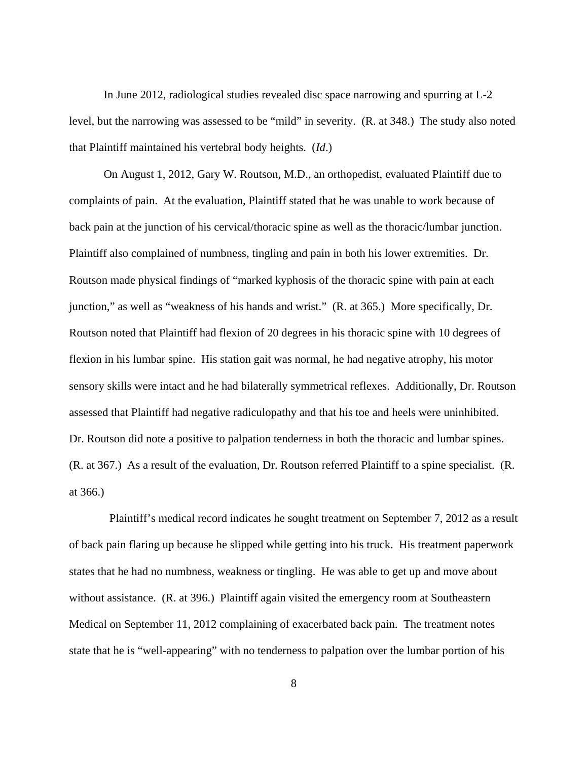In June 2012, radiological studies revealed disc space narrowing and spurring at L-2 level, but the narrowing was assessed to be "mild" in severity. (R. at 348.) The study also noted that Plaintiff maintained his vertebral body heights. (*Id*.)

On August 1, 2012, Gary W. Routson, M.D., an orthopedist, evaluated Plaintiff due to complaints of pain. At the evaluation, Plaintiff stated that he was unable to work because of back pain at the junction of his cervical/thoracic spine as well as the thoracic/lumbar junction. Plaintiff also complained of numbness, tingling and pain in both his lower extremities. Dr. Routson made physical findings of "marked kyphosis of the thoracic spine with pain at each junction," as well as "weakness of his hands and wrist." (R. at 365.) More specifically, Dr. Routson noted that Plaintiff had flexion of 20 degrees in his thoracic spine with 10 degrees of flexion in his lumbar spine. His station gait was normal, he had negative atrophy, his motor sensory skills were intact and he had bilaterally symmetrical reflexes. Additionally, Dr. Routson assessed that Plaintiff had negative radiculopathy and that his toe and heels were uninhibited. Dr. Routson did note a positive to palpation tenderness in both the thoracic and lumbar spines. (R. at 367.) As a result of the evaluation, Dr. Routson referred Plaintiff to a spine specialist. (R. at 366.)

Plaintiff's medical record indicates he sought treatment on September 7, 2012 as a result of back pain flaring up because he slipped while getting into his truck. His treatment paperwork states that he had no numbness, weakness or tingling. He was able to get up and move about without assistance. (R. at 396.) Plaintiff again visited the emergency room at Southeastern Medical on September 11, 2012 complaining of exacerbated back pain. The treatment notes state that he is "well-appearing" with no tenderness to palpation over the lumbar portion of his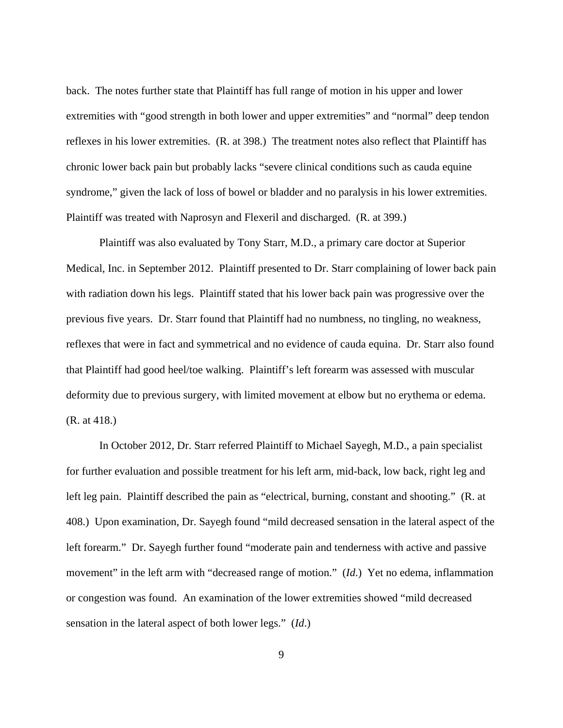back. The notes further state that Plaintiff has full range of motion in his upper and lower extremities with "good strength in both lower and upper extremities" and "normal" deep tendon reflexes in his lower extremities. (R. at 398.) The treatment notes also reflect that Plaintiff has chronic lower back pain but probably lacks "severe clinical conditions such as cauda equine syndrome," given the lack of loss of bowel or bladder and no paralysis in his lower extremities. Plaintiff was treated with Naprosyn and Flexeril and discharged. (R. at 399.)

Plaintiff was also evaluated by Tony Starr, M.D., a primary care doctor at Superior Medical, Inc. in September 2012. Plaintiff presented to Dr. Starr complaining of lower back pain with radiation down his legs. Plaintiff stated that his lower back pain was progressive over the previous five years. Dr. Starr found that Plaintiff had no numbness, no tingling, no weakness, reflexes that were in fact and symmetrical and no evidence of cauda equina. Dr. Starr also found that Plaintiff had good heel/toe walking. Plaintiff's left forearm was assessed with muscular deformity due to previous surgery, with limited movement at elbow but no erythema or edema. (R. at 418.)

In October 2012, Dr. Starr referred Plaintiff to Michael Sayegh, M.D., a pain specialist for further evaluation and possible treatment for his left arm, mid-back, low back, right leg and left leg pain. Plaintiff described the pain as "electrical, burning, constant and shooting." (R. at 408.) Upon examination, Dr. Sayegh found "mild decreased sensation in the lateral aspect of the left forearm." Dr. Sayegh further found "moderate pain and tenderness with active and passive movement" in the left arm with "decreased range of motion." (*Id.*) Yet no edema, inflammation or congestion was found. An examination of the lower extremities showed "mild decreased sensation in the lateral aspect of both lower legs." (*Id.*)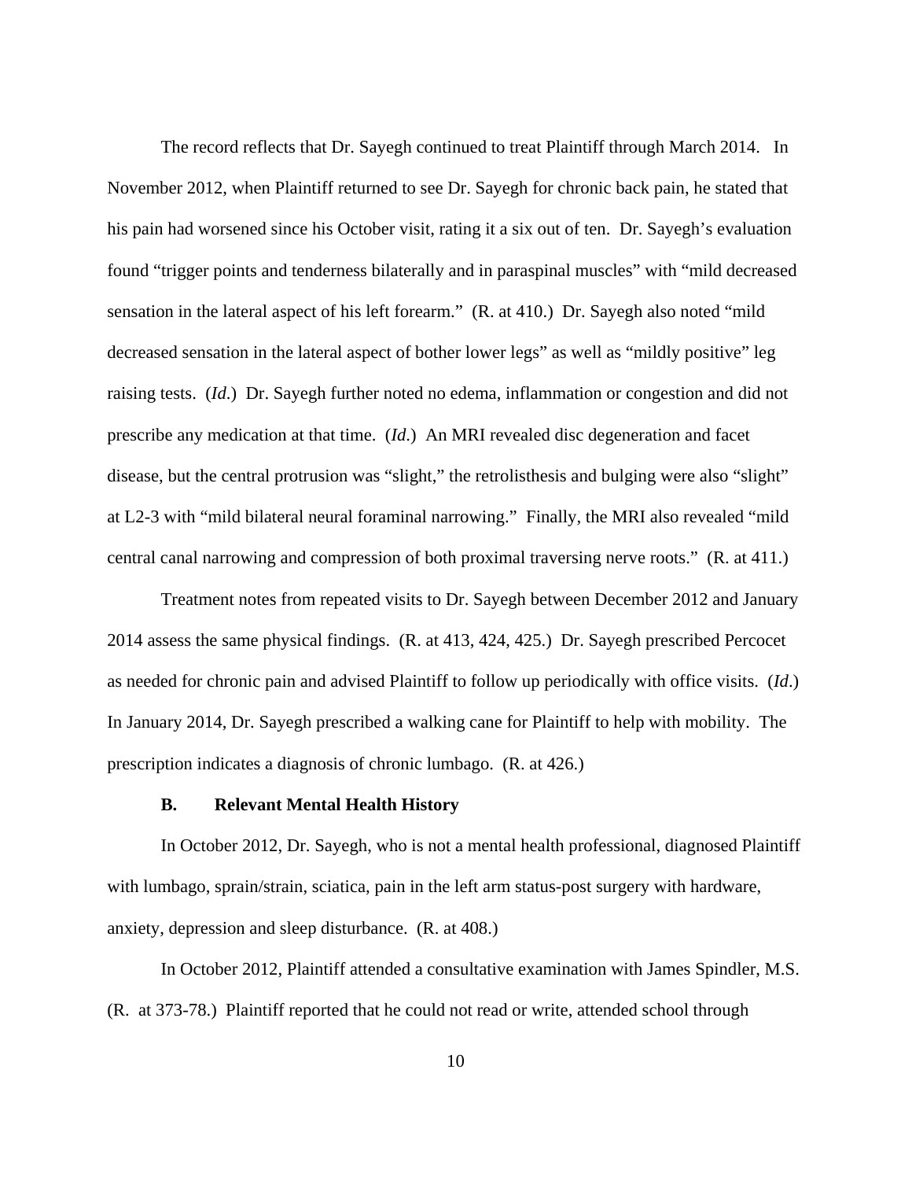The record reflects that Dr. Sayegh continued to treat Plaintiff through March 2014. In November 2012, when Plaintiff returned to see Dr. Sayegh for chronic back pain, he stated that his pain had worsened since his October visit, rating it a six out of ten. Dr. Sayegh's evaluation found "trigger points and tenderness bilaterally and in paraspinal muscles" with "mild decreased sensation in the lateral aspect of his left forearm." (R. at 410.) Dr. Sayegh also noted "mild decreased sensation in the lateral aspect of bother lower legs" as well as "mildly positive" leg raising tests. (*Id.*) Dr. Sayegh further noted no edema, inflammation or congestion and did not prescribe any medication at that time. (*Id.*) An MRI revealed disc degeneration and facet disease, but the central protrusion was "slight," the retrolisthesis and bulging were also "slight" at L2-3 with "mild bilateral neural foraminal narrowing." Finally, the MRI also revealed "mild central canal narrowing and compression of both proximal traversing nerve roots." (R. at 411.)

Treatment notes from repeated visits to Dr. Sayegh between December 2012 and January 2014 assess the same physical findings. (R. at 413, 424, 425.) Dr. Sayegh prescribed Percocet as needed for chronic pain and advised Plaintiff to follow up periodically with office visits. (*Id*.) In January 2014, Dr. Sayegh prescribed a walking cane for Plaintiff to help with mobility. The prescription indicates a diagnosis of chronic lumbago. (R. at 426.)

### B. Relevant Mental Health History

In October 2012, Dr. Sayegh, who is not a mental health professional, diagnosed Plaintiff with lumbago, sprain/strain, sciatica, pain in the left arm status-post surgery with hardware, anxiety, depression and sleep disturbance. (R. at 408.)

In October 2012, Plaintiff attended a consultative examination with James Spindler, M.S. (R. at 373-78.) Plaintiff reported that he could not read or write, attended school through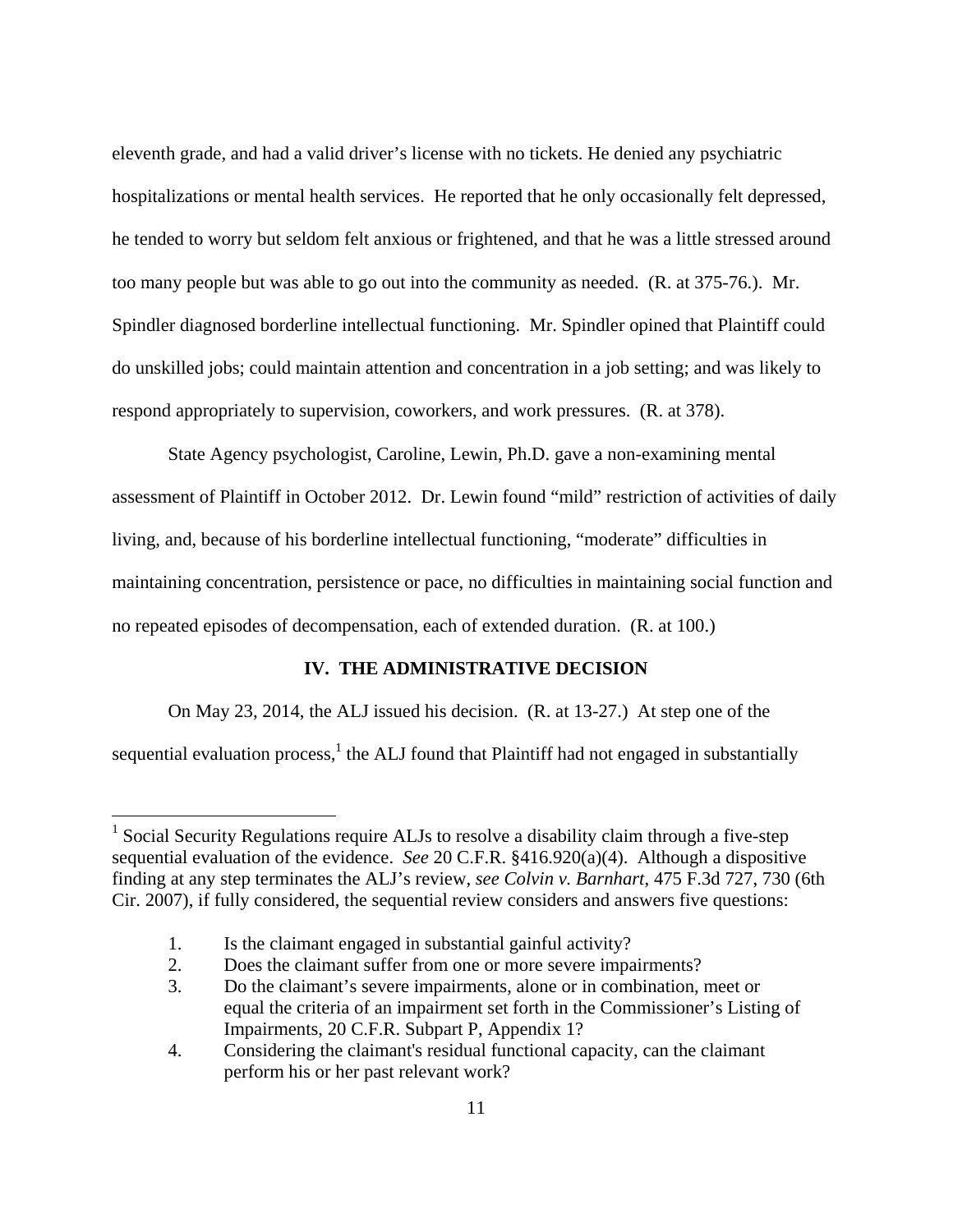eleventh grade, and had a valid driver's license with no tickets. He denied any psychiatric hospitalizations or mental health services. He reported that he only occasionally felt depressed, he tended to worry but seldom felt anxious or frightened, and that he was a little stressed around too many people but was able to go out into the community as needed. (R. at 375-76.). Mr. Spindler diagnosed borderline intellectual functioning. Mr. Spindler opined that Plaintiff could do unskilled jobs; could maintain attention and concentration in a job setting; and was likely to respond appropriately to supervision, coworkers, and work pressures. (R. at 378).

State Agency psychologist, Caroline, Lewin, Ph.D. gave a non-examining mental assessment of Plaintiff in October 2012. Dr. Lewin found "mild" restriction of activities of daily living, and, because of his borderline intellectual functioning, "moderate" difficulties in maintaining concentration, persistence or pace, no difficulties in maintaining social function and no repeated episodes of decompensation, each of extended duration. (R. at 100.)

## IV. THE ADMINISTRATIVE DECISION

On May 23, 2014, the ALJ issued his decision. (R. at 13-27.) At step one of the sequential evaluation process,[1] the ALJ found that Plaintiff had not engaged in substantially

---

[1] Social Security Regulations require ALJs to resolve a disability claim through a five-step sequential evaluation of the evidence. *See* 20 C.F.R. §416.920(a)(4). Although a dispositive finding at any step terminates the ALJ's review, *see Colvin v. Barnhart*, 475 F.3d 727, 730 (6th Cir. 2007), if fully considered, the sequential review considers and answers five questions:

1. Is the claimant engaged in substantial gainful activity?
2. Does the claimant suffer from one or more severe impairments?
3. Do the claimant's severe impairments, alone or in combination, meet or equal the criteria of an impairment set forth in the Commissioner's Listing of Impairments, 20 C.F.R. Subpart P, Appendix 1?
4. Considering the claimant's residual functional capacity, can the claimant perform his or her past relevant work?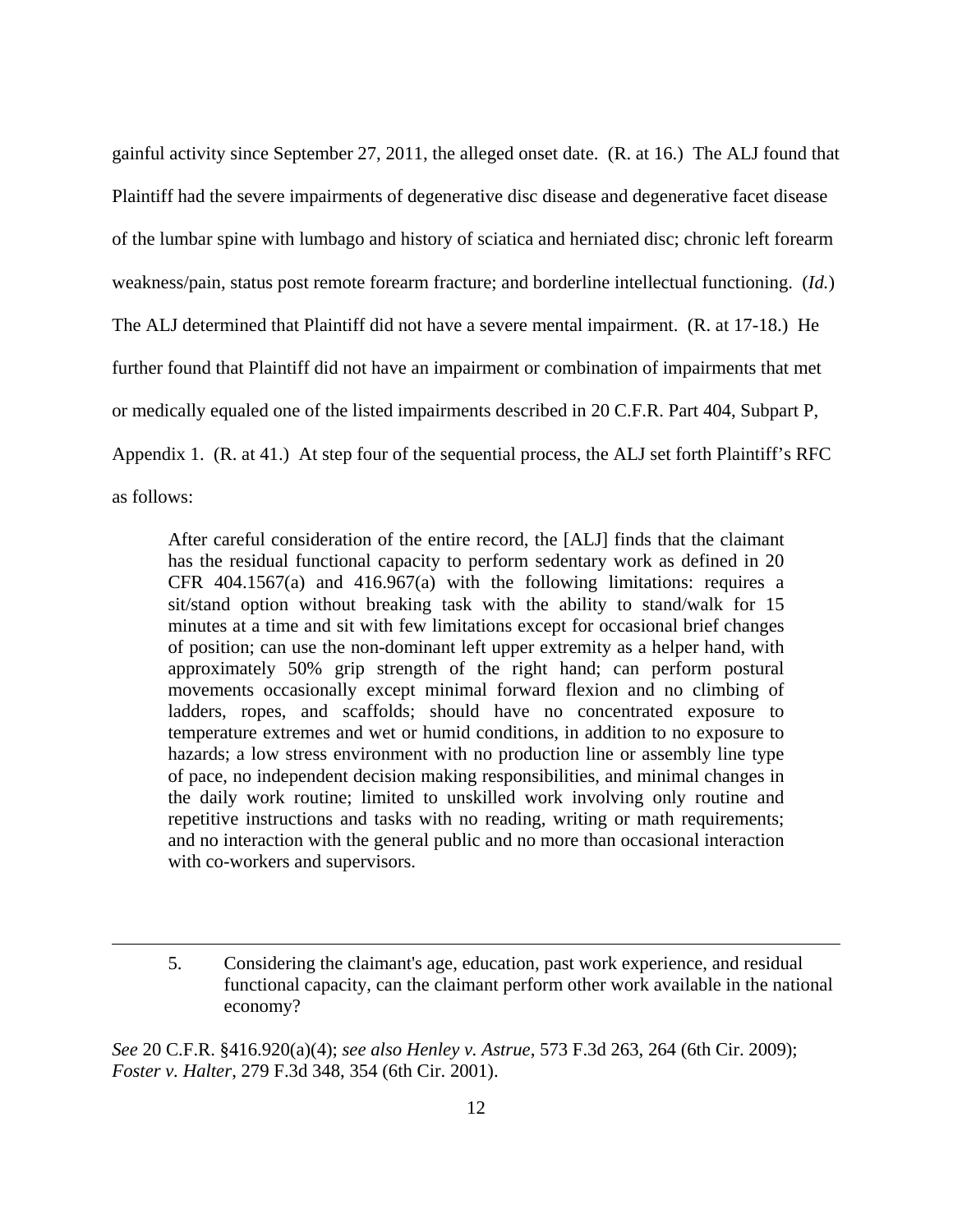gainful activity since September 27, 2011, the alleged onset date. (R. at 16.) The ALJ found that Plaintiff had the severe impairments of degenerative disc disease and degenerative facet disease of the lumbar spine with lumbago and history of sciatica and herniated disc; chronic left forearm weakness/pain, status post remote forearm fracture; and borderline intellectual functioning. (*Id.*) The ALJ determined that Plaintiff did not have a severe mental impairment. (R. at 17-18.) He further found that Plaintiff did not have an impairment or combination of impairments that met or medically equaled one of the listed impairments described in 20 C.F.R. Part 404, Subpart P, Appendix 1. (R. at 41.) At step four of the sequential process, the ALJ set forth Plaintiff's RFC as follows:

> After careful consideration of the entire record, the [ALJ] finds that the claimant has the residual functional capacity to perform sedentary work as defined in 20 CFR 404.1567(a) and 416.967(a) with the following limitations: requires a sit/stand option without breaking task with the ability to stand/walk for 15 minutes at a time and sit with few limitations except for occasional brief changes of position; can use the non-dominant left upper extremity as a helper hand, with approximately 50% grip strength of the right hand; can perform postural movements occasionally except minimal forward flexion and no climbing of ladders, ropes, and scaffolds; should have no concentrated exposure to temperature extremes and wet or humid conditions, in addition to no exposure to hazards; a low stress environment with no production line or assembly line type of pace, no independent decision making responsibilities, and minimal changes in the daily work routine; limited to unskilled work involving only routine and repetitive instructions and tasks with no reading, writing or math requirements; and no interaction with the general public and no more than occasional interaction with co-workers and supervisors.

---

> 5. Considering the claimant's age, education, past work experience, and residual functional capacity, can the claimant perform other work available in the national economy?

*See* 20 C.F.R. §416.920(a)(4); *see also Henley v. Astrue*, 573 F.3d 263, 264 (6th Cir. 2009); *Foster v. Halter*, 279 F.3d 348, 354 (6th Cir. 2001).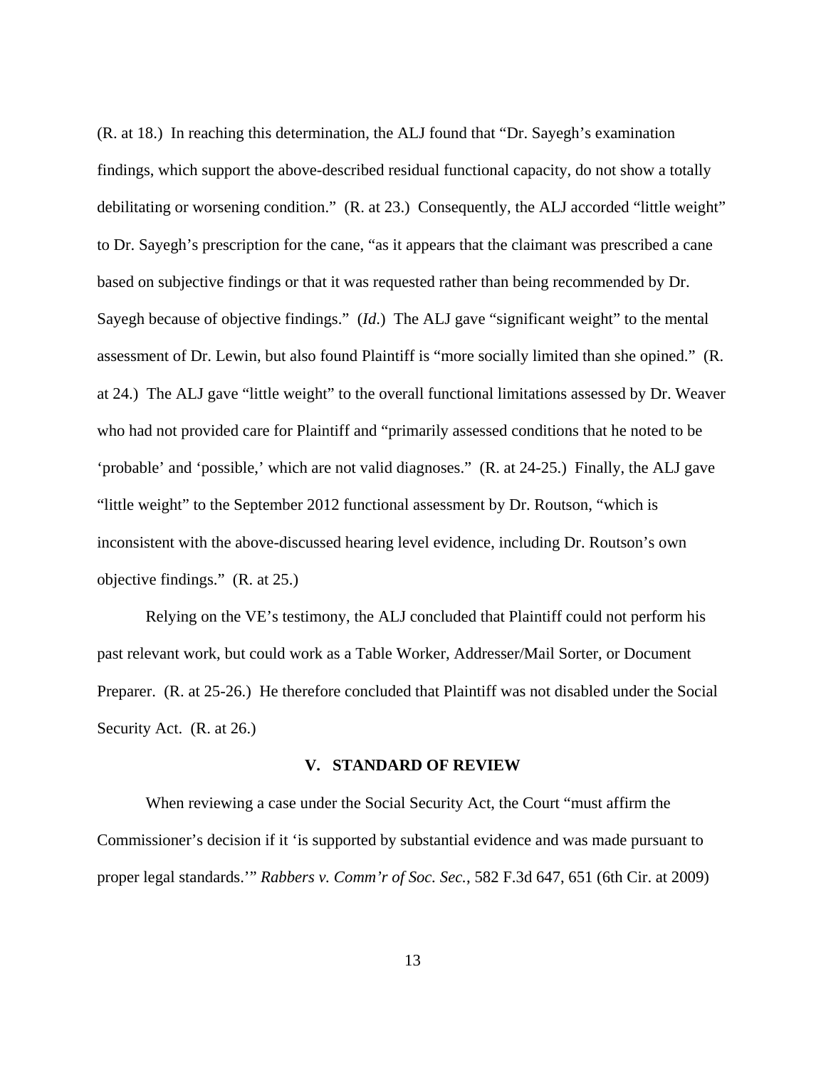(R. at 18.) In reaching this determination, the ALJ found that "Dr. Sayegh's examination findings, which support the above-described residual functional capacity, do not show a totally debilitating or worsening condition." (R. at 23.) Consequently, the ALJ accorded "little weight" to Dr. Sayegh's prescription for the cane, "as it appears that the claimant was prescribed a cane based on subjective findings or that it was requested rather than being recommended by Dr. Sayegh because of objective findings." (*Id.*) The ALJ gave "significant weight" to the mental assessment of Dr. Lewin, but also found Plaintiff is "more socially limited than she opined." (R. at 24.) The ALJ gave "little weight" to the overall functional limitations assessed by Dr. Weaver who had not provided care for Plaintiff and "primarily assessed conditions that he noted to be 'probable' and 'possible,' which are not valid diagnoses." (R. at 24-25.) Finally, the ALJ gave "little weight" to the September 2012 functional assessment by Dr. Routson, "which is inconsistent with the above-discussed hearing level evidence, including Dr. Routson's own objective findings." (R. at 25.)

Relying on the VE's testimony, the ALJ concluded that Plaintiff could not perform his past relevant work, but could work as a Table Worker, Addresser/Mail Sorter, or Document Preparer. (R. at 25-26.) He therefore concluded that Plaintiff was not disabled under the Social Security Act. (R. at 26.)

## V. STANDARD OF REVIEW

When reviewing a case under the Social Security Act, the Court "must affirm the Commissioner's decision if it 'is supported by substantial evidence and was made pursuant to proper legal standards.'" *Rabbers v. Comm'r of Soc. Sec.*, 582 F.3d 647, 651 (6th Cir. at 2009)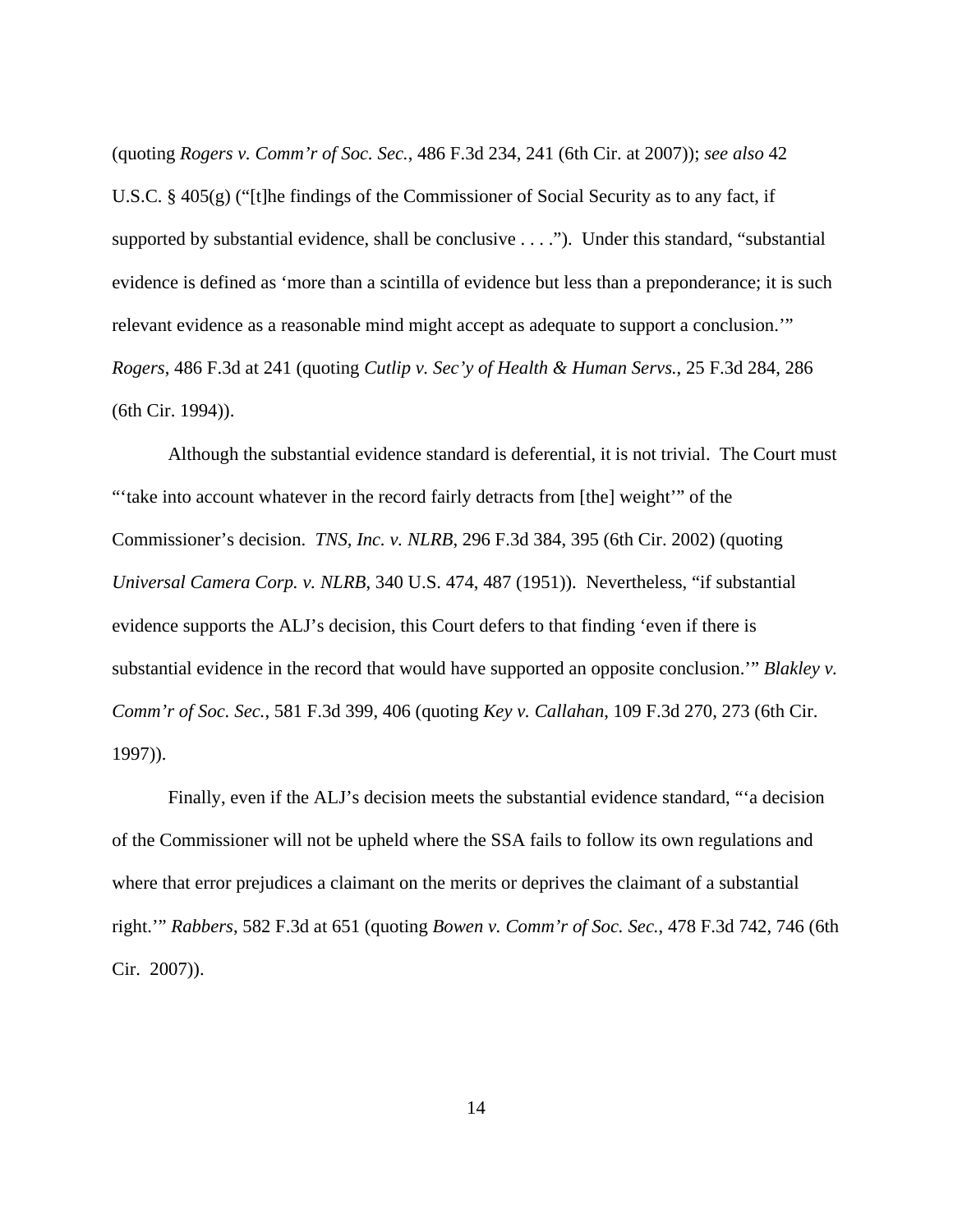(quoting *Rogers v. Comm'r of Soc. Sec.*, 486 F.3d 234, 241 (6th Cir. at 2007)); *see also* 42 U.S.C. § 405(g) ("[t]he findings of the Commissioner of Social Security as to any fact, if supported by substantial evidence, shall be conclusive . . . ."). Under this standard, "substantial evidence is defined as 'more than a scintilla of evidence but less than a preponderance; it is such relevant evidence as a reasonable mind might accept as adequate to support a conclusion.'" *Rogers*, 486 F.3d at 241 (quoting *Cutlip v. Sec'y of Health & Human Servs.*, 25 F.3d 284, 286 (6th Cir. 1994)).

Although the substantial evidence standard is deferential, it is not trivial. The Court must "'take into account whatever in the record fairly detracts from [the] weight'" of the Commissioner's decision. *TNS, Inc. v. NLRB*, 296 F.3d 384, 395 (6th Cir. 2002) (quoting *Universal Camera Corp. v. NLRB*, 340 U.S. 474, 487 (1951)). Nevertheless, "if substantial evidence supports the ALJ's decision, this Court defers to that finding 'even if there is substantial evidence in the record that would have supported an opposite conclusion.'" *Blakley v. Comm'r of Soc. Sec.*, 581 F.3d 399, 406 (quoting *Key v. Callahan*, 109 F.3d 270, 273 (6th Cir. 1997)).

Finally, even if the ALJ's decision meets the substantial evidence standard, "'a decision of the Commissioner will not be upheld where the SSA fails to follow its own regulations and where that error prejudices a claimant on the merits or deprives the claimant of a substantial right.'" *Rabbers*, 582 F.3d at 651 (quoting *Bowen v. Comm'r of Soc. Sec.*, 478 F.3d 742, 746 (6th Cir. 2007)).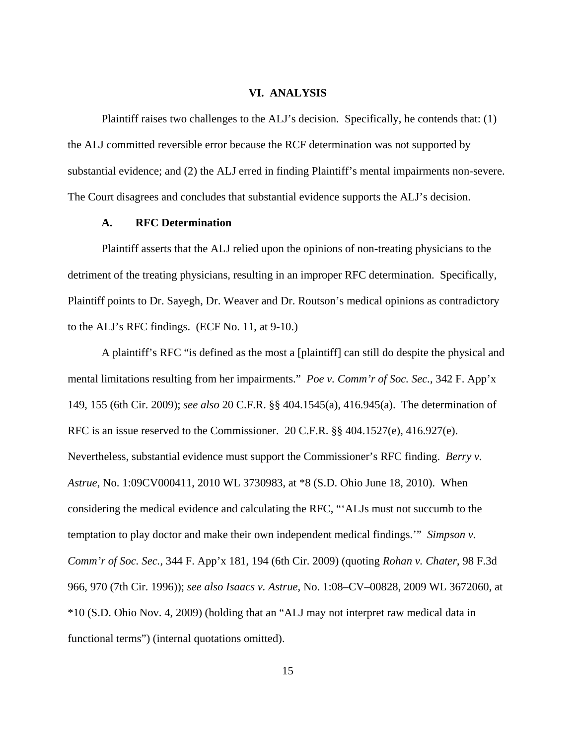## VI. ANALYSIS

Plaintiff raises two challenges to the ALJ's decision. Specifically, he contends that: (1) the ALJ committed reversible error because the RCF determination was not supported by substantial evidence; and (2) the ALJ erred in finding Plaintiff's mental impairments non-severe. The Court disagrees and concludes that substantial evidence supports the ALJ's decision.

### A. RFC Determination

Plaintiff asserts that the ALJ relied upon the opinions of non-treating physicians to the detriment of the treating physicians, resulting in an improper RFC determination. Specifically, Plaintiff points to Dr. Sayegh, Dr. Weaver and Dr. Routson's medical opinions as contradictory to the ALJ's RFC findings. (ECF No. 11, at 9-10.)

A plaintiff's RFC "is defined as the most a [plaintiff] can still do despite the physical and mental limitations resulting from her impairments." *Poe v. Comm'r of Soc. Sec.*, 342 F. App'x 149, 155 (6th Cir. 2009); *see also* 20 C.F.R. §§ 404.1545(a), 416.945(a). The determination of RFC is an issue reserved to the Commissioner. 20 C.F.R. §§ 404.1527(e), 416.927(e). Nevertheless, substantial evidence must support the Commissioner's RFC finding. *Berry v. Astrue*, No. 1:09CV000411, 2010 WL 3730983, at *8 (S.D. Ohio June 18, 2010). When considering the medical evidence and calculating the RFC, "'ALJs must not succumb to the temptation to play doctor and make their own independent medical findings.'" *Simpson v. Comm'r of Soc. Sec.*, 344 F. App'x 181, 194 (6th Cir. 2009) (quoting *Rohan v. Chater*, 98 F.3d 966, 970 (7th Cir. 1996)); *see also Isaacs v. Astrue*, No. 1:08–CV–00828, 2009 WL 3672060, at *10 (S.D. Ohio Nov. 4, 2009) (holding that an "ALJ may not interpret raw medical data in functional terms") (internal quotations omitted).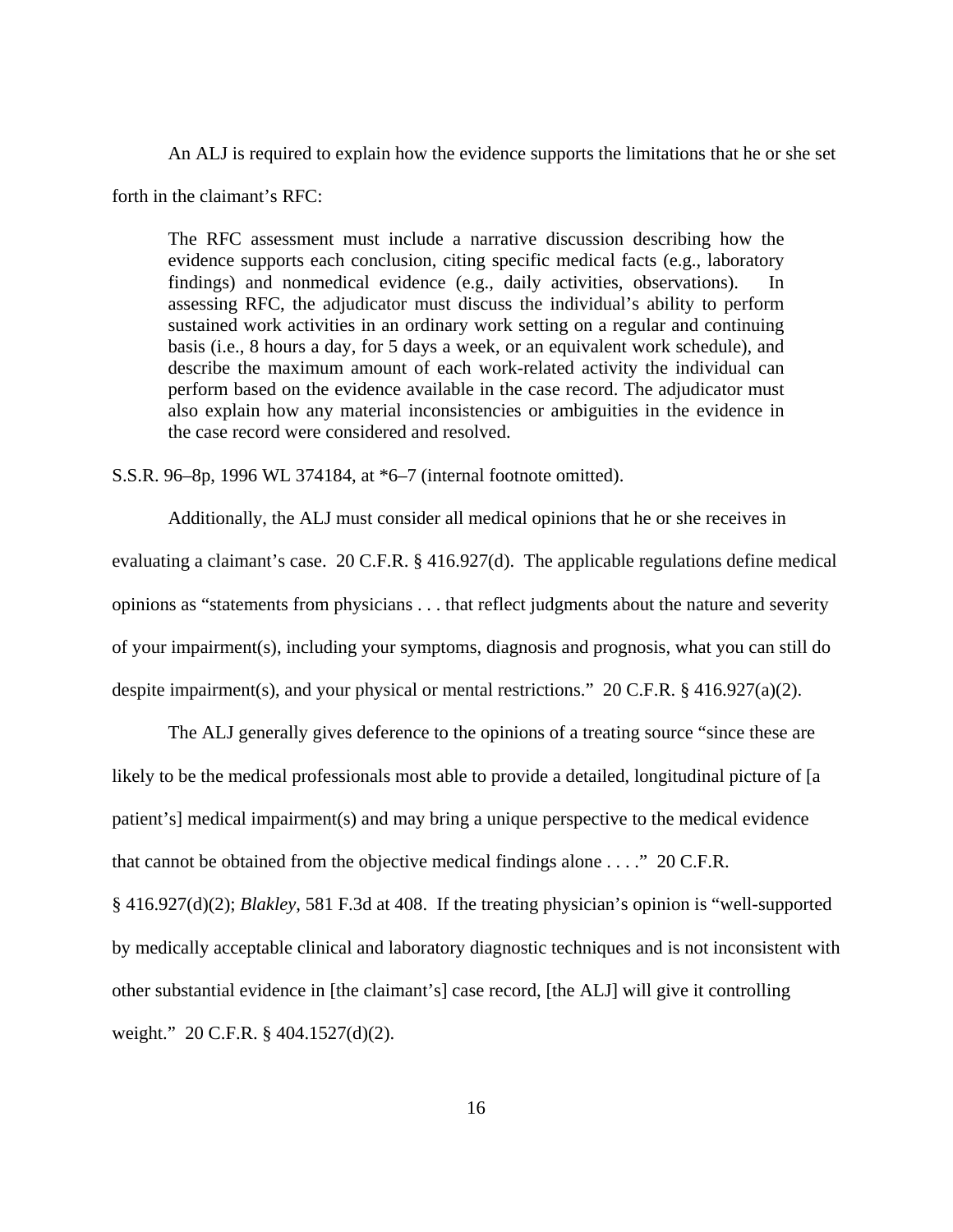An ALJ is required to explain how the evidence supports the limitations that he or she set forth in the claimant's RFC:

> The RFC assessment must include a narrative discussion describing how the evidence supports each conclusion, citing specific medical facts (e.g., laboratory findings) and nonmedical evidence (e.g., daily activities, observations). In assessing RFC, the adjudicator must discuss the individual's ability to perform sustained work activities in an ordinary work setting on a regular and continuing basis (i.e., 8 hours a day, for 5 days a week, or an equivalent work schedule), and describe the maximum amount of each work-related activity the individual can perform based on the evidence available in the case record. The adjudicator must also explain how any material inconsistencies or ambiguities in the evidence in the case record were considered and resolved.

S.S.R. 96–8p, 1996 WL 374184, at *6–7 (internal footnote omitted).

Additionally, the ALJ must consider all medical opinions that he or she receives in evaluating a claimant's case. 20 C.F.R. § 416.927(d). The applicable regulations define medical opinions as "statements from physicians . . . that reflect judgments about the nature and severity of your impairment(s), including your symptoms, diagnosis and prognosis, what you can still do despite impairment(s), and your physical or mental restrictions." 20 C.F.R. § 416.927(a)(2).

The ALJ generally gives deference to the opinions of a treating source "since these are likely to be the medical professionals most able to provide a detailed, longitudinal picture of [a patient's] medical impairment(s) and may bring a unique perspective to the medical evidence that cannot be obtained from the objective medical findings alone . . . ." 20 C.F.R. § 416.927(d)(2); *Blakley*, 581 F.3d at 408. If the treating physician's opinion is "well-supported by medically acceptable clinical and laboratory diagnostic techniques and is not inconsistent with other substantial evidence in [the claimant's] case record, [the ALJ] will give it controlling weight." 20 C.F.R. § 404.1527(d)(2).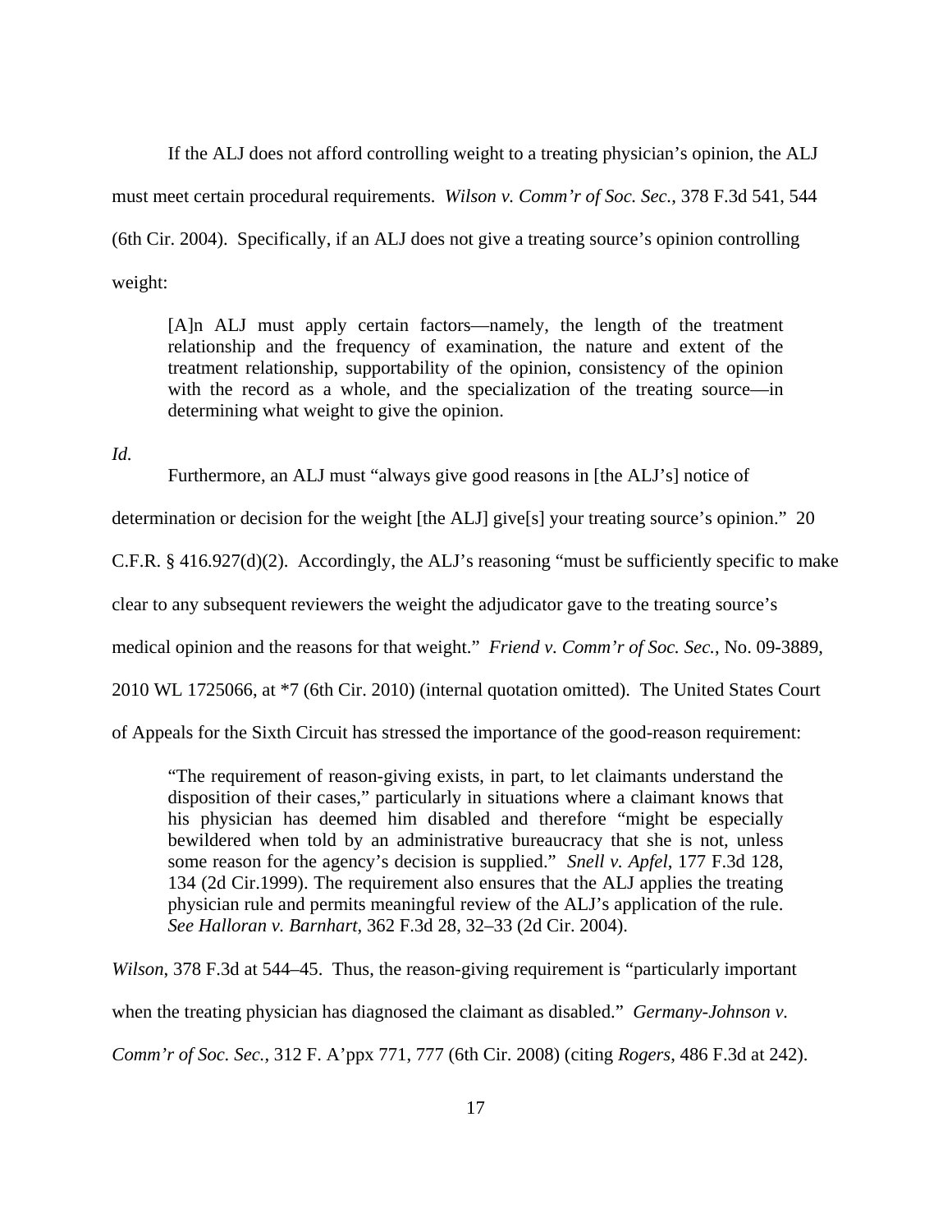If the ALJ does not afford controlling weight to a treating physician's opinion, the ALJ must meet certain procedural requirements. *Wilson v. Comm'r of Soc. Sec.*, 378 F.3d 541, 544 (6th Cir. 2004). Specifically, if an ALJ does not give a treating source's opinion controlling weight:

> [A]n ALJ must apply certain factors—namely, the length of the treatment relationship and the frequency of examination, the nature and extent of the treatment relationship, supportability of the opinion, consistency of the opinion with the record as a whole, and the specialization of the treating source—in determining what weight to give the opinion.

*Id.*

Furthermore, an ALJ must "always give good reasons in [the ALJ's] notice of determination or decision for the weight [the ALJ] give[s] your treating source's opinion." 20 C.F.R. § 416.927(d)(2). Accordingly, the ALJ's reasoning "must be sufficiently specific to make clear to any subsequent reviewers the weight the adjudicator gave to the treating source's medical opinion and the reasons for that weight." *Friend v. Comm'r of Soc. Sec.*, No. 09-3889, 2010 WL 1725066, at *7 (6th Cir. 2010) (internal quotation omitted). The United States Court of Appeals for the Sixth Circuit has stressed the importance of the good-reason requirement:

> "The requirement of reason-giving exists, in part, to let claimants understand the disposition of their cases," particularly in situations where a claimant knows that his physician has deemed him disabled and therefore "might be especially bewildered when told by an administrative bureaucracy that she is not, unless some reason for the agency's decision is supplied." *Snell v. Apfel*, 177 F.3d 128, 134 (2d Cir.1999). The requirement also ensures that the ALJ applies the treating physician rule and permits meaningful review of the ALJ's application of the rule. *See Halloran v. Barnhart*, 362 F.3d 28, 32–33 (2d Cir. 2004).

*Wilson*, 378 F.3d at 544–45. Thus, the reason-giving requirement is "particularly important when the treating physician has diagnosed the claimant as disabled." *Germany-Johnson v. Comm'r of Soc. Sec.*, 312 F. A'ppx 771, 777 (6th Cir. 2008) (citing *Rogers*, 486 F.3d at 242).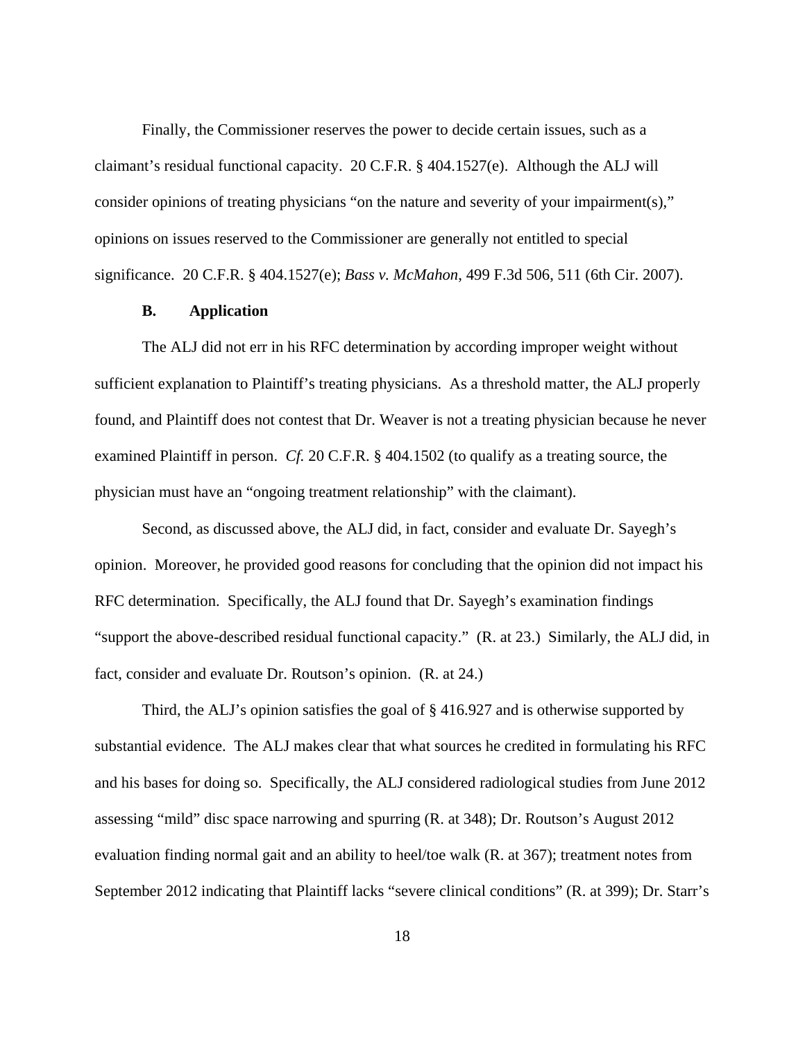Finally, the Commissioner reserves the power to decide certain issues, such as a claimant's residual functional capacity. 20 C.F.R. § 404.1527(e). Although the ALJ will consider opinions of treating physicians "on the nature and severity of your impairment(s)," opinions on issues reserved to the Commissioner are generally not entitled to special significance. 20 C.F.R. § 404.1527(e); *Bass v. McMahon*, 499 F.3d 506, 511 (6th Cir. 2007).

### B. Application

The ALJ did not err in his RFC determination by according improper weight without sufficient explanation to Plaintiff's treating physicians. As a threshold matter, the ALJ properly found, and Plaintiff does not contest that Dr. Weaver is not a treating physician because he never examined Plaintiff in person. *Cf.* 20 C.F.R. § 404.1502 (to qualify as a treating source, the physician must have an "ongoing treatment relationship" with the claimant).

Second, as discussed above, the ALJ did, in fact, consider and evaluate Dr. Sayegh's opinion. Moreover, he provided good reasons for concluding that the opinion did not impact his RFC determination. Specifically, the ALJ found that Dr. Sayegh's examination findings "support the above-described residual functional capacity." (R. at 23.) Similarly, the ALJ did, in fact, consider and evaluate Dr. Routson's opinion. (R. at 24.)

Third, the ALJ's opinion satisfies the goal of § 416.927 and is otherwise supported by substantial evidence. The ALJ makes clear that what sources he credited in formulating his RFC and his bases for doing so. Specifically, the ALJ considered radiological studies from June 2012 assessing "mild" disc space narrowing and spurring (R. at 348); Dr. Routson's August 2012 evaluation finding normal gait and an ability to heel/toe walk (R. at 367); treatment notes from September 2012 indicating that Plaintiff lacks "severe clinical conditions" (R. at 399); Dr. Starr's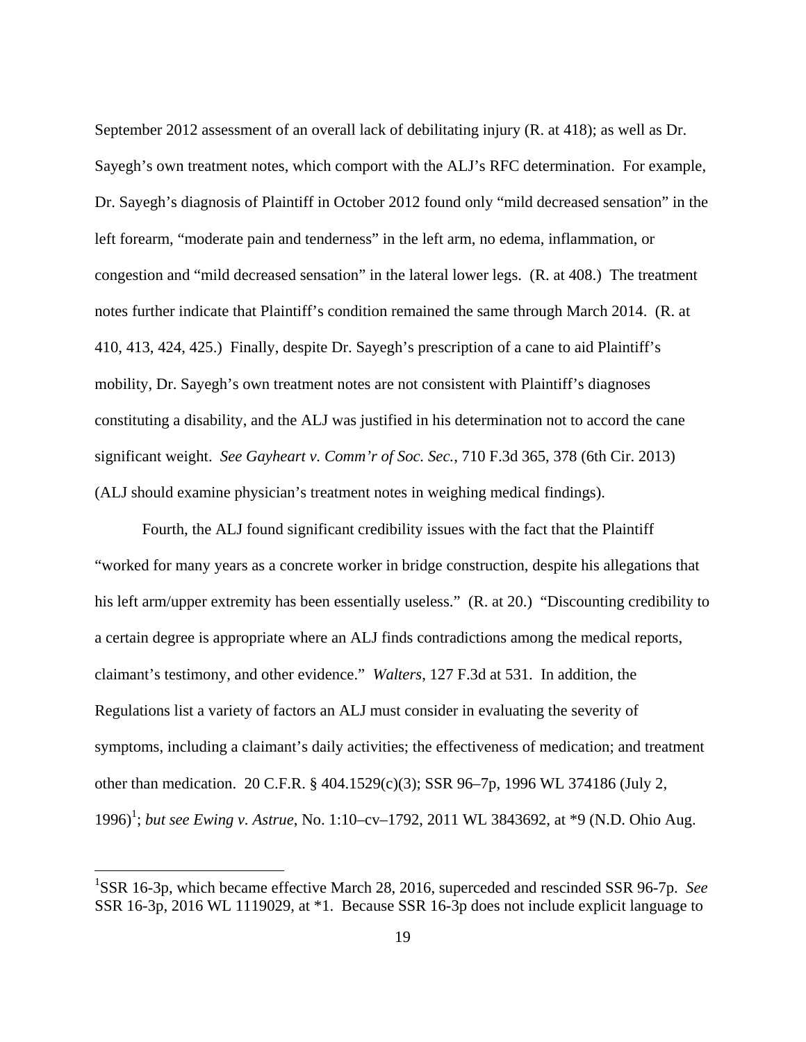September 2012 assessment of an overall lack of debilitating injury (R. at 418); as well as Dr. Sayegh's own treatment notes, which comport with the ALJ's RFC determination. For example, Dr. Sayegh's diagnosis of Plaintiff in October 2012 found only "mild decreased sensation" in the left forearm, "moderate pain and tenderness" in the left arm, no edema, inflammation, or congestion and "mild decreased sensation" in the lateral lower legs. (R. at 408.) The treatment notes further indicate that Plaintiff's condition remained the same through March 2014. (R. at 410, 413, 424, 425.) Finally, despite Dr. Sayegh's prescription of a cane to aid Plaintiff's mobility, Dr. Sayegh's own treatment notes are not consistent with Plaintiff's diagnoses constituting a disability, and the ALJ was justified in his determination not to accord the cane significant weight. *See Gayheart v. Comm'r of Soc. Sec.*, 710 F.3d 365, 378 (6th Cir. 2013) (ALJ should examine physician's treatment notes in weighing medical findings).

Fourth, the ALJ found significant credibility issues with the fact that the Plaintiff "worked for many years as a concrete worker in bridge construction, despite his allegations that his left arm/upper extremity has been essentially useless." (R. at 20.) "Discounting credibility to a certain degree is appropriate where an ALJ finds contradictions among the medical reports, claimant's testimony, and other evidence." *Walters*, 127 F.3d at 531. In addition, the Regulations list a variety of factors an ALJ must consider in evaluating the severity of symptoms, including a claimant's daily activities; the effectiveness of medication; and treatment other than medication. 20 C.F.R. § 404.1529(c)(3); SSR 96–7p, 1996 WL 374186 (July 2, 1996)[1]; *but see Ewing v. Astrue*, No. 1:10–cv–1792, 2011 WL 3843692, at *9 (N.D. Ohio Aug.

---

[1]SSR 16-3p, which became effective March 28, 2016, superceded and rescinded SSR 96-7p. *See* SSR 16-3p, 2016 WL 1119029, at *1. Because SSR 16-3p does not include explicit language to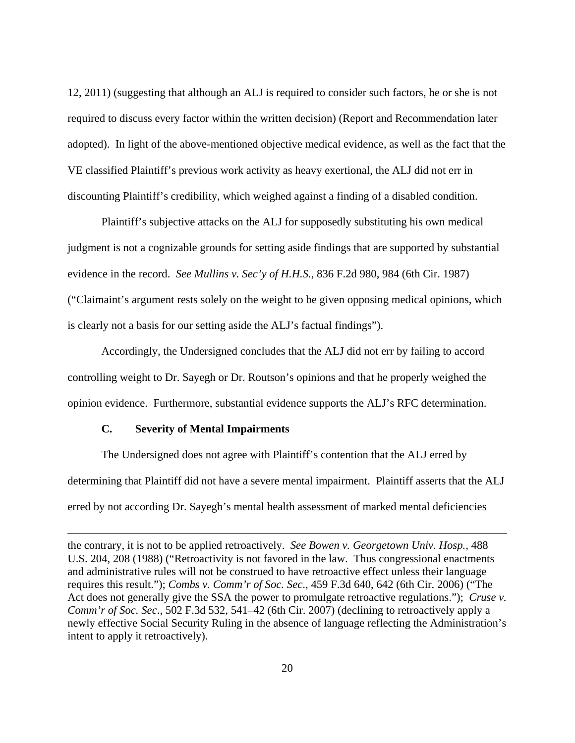12, 2011) (suggesting that although an ALJ is required to consider such factors, he or she is not required to discuss every factor within the written decision) (Report and Recommendation later adopted). In light of the above-mentioned objective medical evidence, as well as the fact that the VE classified Plaintiff's previous work activity as heavy exertional, the ALJ did not err in discounting Plaintiff's credibility, which weighed against a finding of a disabled condition.

Plaintiff's subjective attacks on the ALJ for supposedly substituting his own medical judgment is not a cognizable grounds for setting aside findings that are supported by substantial evidence in the record. *See Mullins v. Sec'y of H.H.S.*, 836 F.2d 980, 984 (6th Cir. 1987) ("Claimaint's argument rests solely on the weight to be given opposing medical opinions, which is clearly not a basis for our setting aside the ALJ's factual findings").

Accordingly, the Undersigned concludes that the ALJ did not err by failing to accord controlling weight to Dr. Sayegh or Dr. Routson's opinions and that he properly weighed the opinion evidence. Furthermore, substantial evidence supports the ALJ's RFC determination.

### C. Severity of Mental Impairments

The Undersigned does not agree with Plaintiff's contention that the ALJ erred by determining that Plaintiff did not have a severe mental impairment. Plaintiff asserts that the ALJ erred by not according Dr. Sayegh's mental health assessment of marked mental deficiencies

---

the contrary, it is not to be applied retroactively. *See Bowen v. Georgetown Univ. Hosp.*, 488 U.S. 204, 208 (1988) ("Retroactivity is not favored in the law. Thus congressional enactments and administrative rules will not be construed to have retroactive effect unless their language requires this result."); *Combs v. Comm'r of Soc. Sec*., 459 F.3d 640, 642 (6th Cir. 2006) ("The Act does not generally give the SSA the power to promulgate retroactive regulations."); *Cruse v. Comm'r of Soc. Sec*., 502 F.3d 532, 541–42 (6th Cir. 2007) (declining to retroactively apply a newly effective Social Security Ruling in the absence of language reflecting the Administration's intent to apply it retroactively).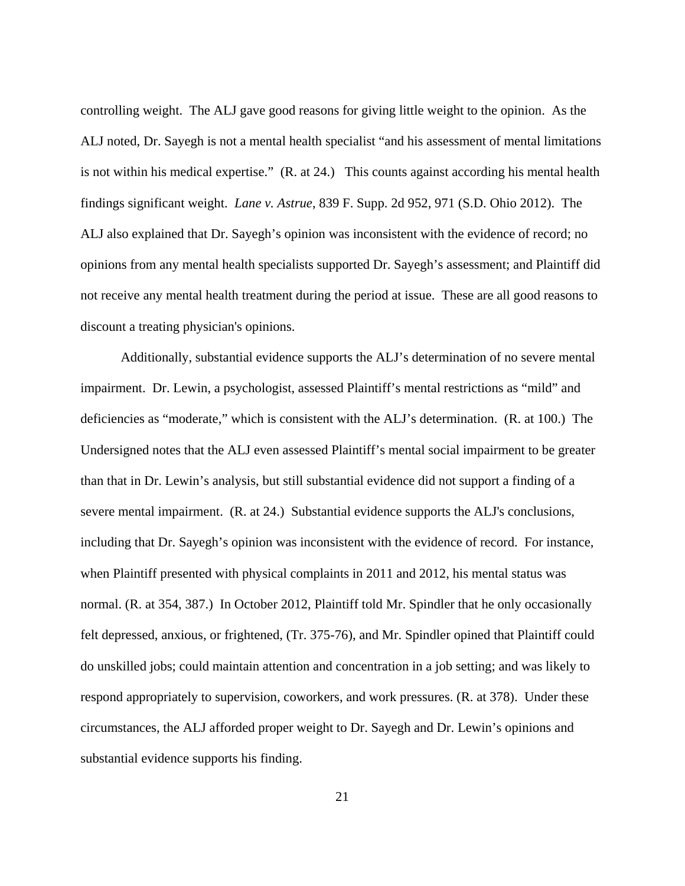controlling weight. The ALJ gave good reasons for giving little weight to the opinion. As the ALJ noted, Dr. Sayegh is not a mental health specialist "and his assessment of mental limitations is not within his medical expertise." (R. at 24.) This counts against according his mental health findings significant weight. *Lane v. Astrue*, 839 F. Supp. 2d 952, 971 (S.D. Ohio 2012). The ALJ also explained that Dr. Sayegh's opinion was inconsistent with the evidence of record; no opinions from any mental health specialists supported Dr. Sayegh's assessment; and Plaintiff did not receive any mental health treatment during the period at issue. These are all good reasons to discount a treating physician's opinions.

Additionally, substantial evidence supports the ALJ's determination of no severe mental impairment. Dr. Lewin, a psychologist, assessed Plaintiff's mental restrictions as "mild" and deficiencies as "moderate," which is consistent with the ALJ's determination. (R. at 100.) The Undersigned notes that the ALJ even assessed Plaintiff's mental social impairment to be greater than that in Dr. Lewin's analysis, but still substantial evidence did not support a finding of a severe mental impairment. (R. at 24.) Substantial evidence supports the ALJ's conclusions, including that Dr. Sayegh's opinion was inconsistent with the evidence of record. For instance, when Plaintiff presented with physical complaints in 2011 and 2012, his mental status was normal. (R. at 354, 387.) In October 2012, Plaintiff told Mr. Spindler that he only occasionally felt depressed, anxious, or frightened, (Tr. 375-76), and Mr. Spindler opined that Plaintiff could do unskilled jobs; could maintain attention and concentration in a job setting; and was likely to respond appropriately to supervision, coworkers, and work pressures. (R. at 378). Under these circumstances, the ALJ afforded proper weight to Dr. Sayegh and Dr. Lewin's opinions and substantial evidence supports his finding.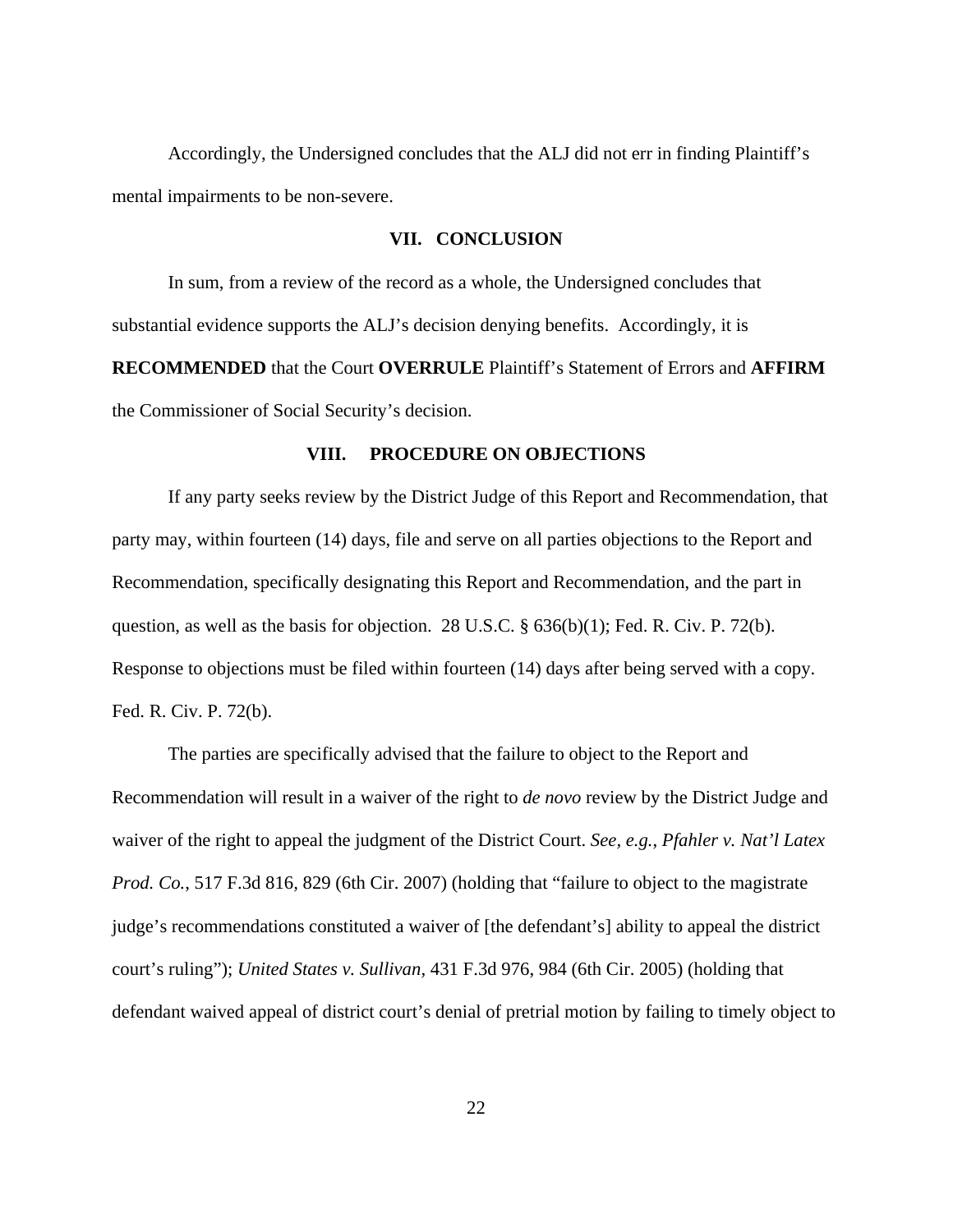Accordingly, the Undersigned concludes that the ALJ did not err in finding Plaintiff's mental impairments to be non-severe.

## VII. CONCLUSION

In sum, from a review of the record as a whole, the Undersigned concludes that substantial evidence supports the ALJ's decision denying benefits. Accordingly, it is **RECOMMENDED** that the Court **OVERRULE** Plaintiff's Statement of Errors and **AFFIRM** the Commissioner of Social Security's decision.

## VIII. PROCEDURE ON OBJECTIONS

If any party seeks review by the District Judge of this Report and Recommendation, that party may, within fourteen (14) days, file and serve on all parties objections to the Report and Recommendation, specifically designating this Report and Recommendation, and the part in question, as well as the basis for objection. 28 U.S.C. § 636(b)(1); Fed. R. Civ. P. 72(b). Response to objections must be filed within fourteen (14) days after being served with a copy. Fed. R. Civ. P. 72(b).

The parties are specifically advised that the failure to object to the Report and Recommendation will result in a waiver of the right to *de novo* review by the District Judge and waiver of the right to appeal the judgment of the District Court. *See, e.g.*, *Pfahler v. Nat'l Latex Prod. Co.*, 517 F.3d 816, 829 (6th Cir. 2007) (holding that "failure to object to the magistrate judge's recommendations constituted a waiver of [the defendant's] ability to appeal the district court's ruling"); *United States v. Sullivan*, 431 F.3d 976, 984 (6th Cir. 2005) (holding that defendant waived appeal of district court's denial of pretrial motion by failing to timely object to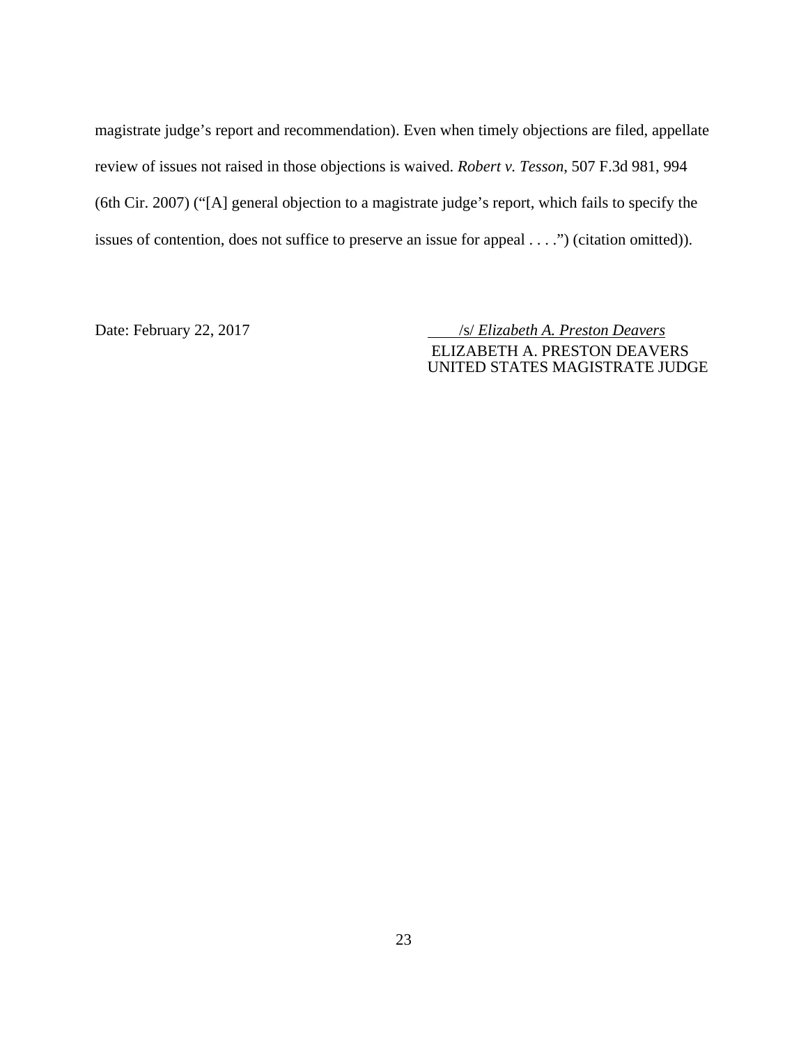magistrate judge's report and recommendation). Even when timely objections are filed, appellate review of issues not raised in those objections is waived. *Robert v. Tesson*, 507 F.3d 981, 994 (6th Cir. 2007) ("[A] general objection to a magistrate judge's report, which fails to specify the issues of contention, does not suffice to preserve an issue for appeal . . . .") (citation omitted)).

Date: February 22, 2017

/s/ *Elizabeth A. Preston Deavers*
ELIZABETH A. PRESTON DEAVERS
UNITED STATES MAGISTRATE JUDGE